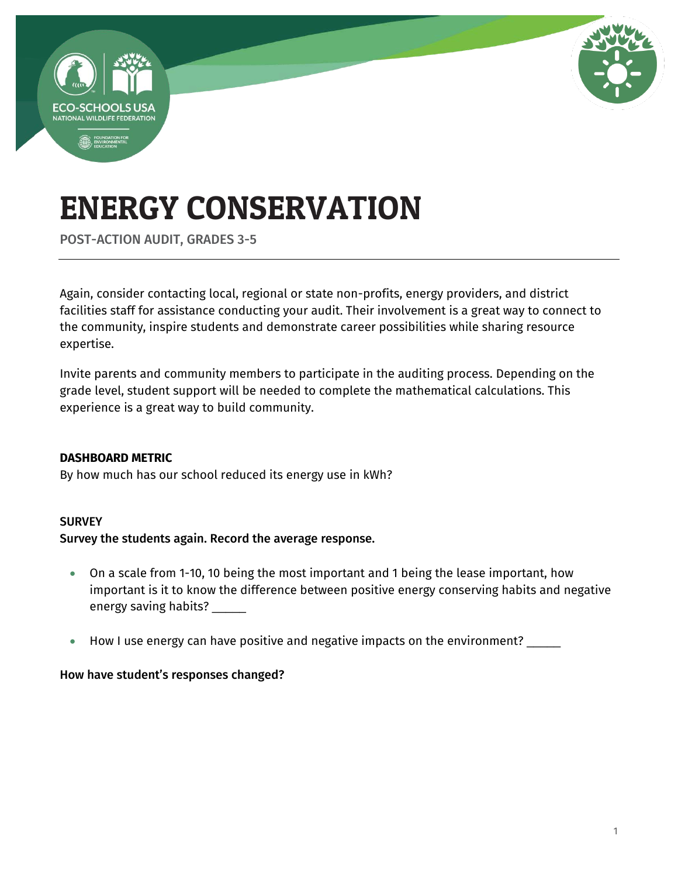# ENERGY CONSERVATION

POST-ACTION AUDIT, GRADES 3-5

Again, consider contacting local, regional or state non-profits, energy providers, and district facilities staff for assistance conducting your audit. Their involvement is a great way to connect to the community, inspire students and demonstrate career possibilities while sharing resource expertise.

Invite parents and community members to participate in the auditing process. Depending on the grade level, student support will be needed to complete the mathematical calculations. This experience is a great way to build community.

**DASHBOARD METRIC**

By how much has our school reduced its energy use in kWh?

**SURVEY**

**Survey the students again. Record the average response.**

- On a scale from 1-10, 10 being the most important and 1 being the lease important, how important is it to know the difference between positive energy conserving habits and negative energy saving habits? _____
- How I use energy can have positive and negative impacts on the environment? _____

**How have student's responses changed?**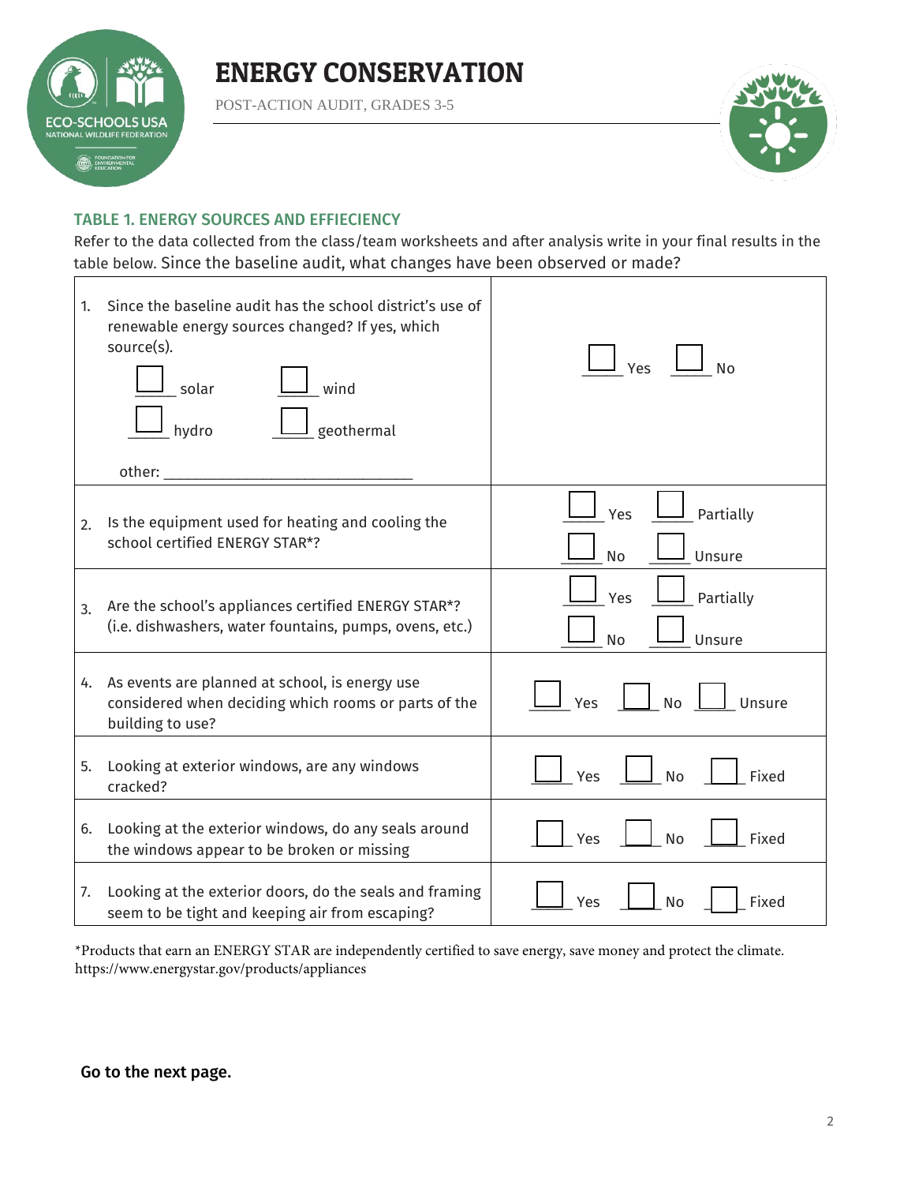# ENERGY CONSERVATION

POST-ACTION AUDIT, GRADES 3-5

## TABLE 1. ENERGY SOURCES AND EFFIECIENCY

Refer to the data collected from the class/team worksheets and after analysis write in your final results in the table below. Since the baseline audit, what changes have been observed or made?

| | |
|---|---|
| 1. Since the baseline audit has the school district's use of renewable energy sources changed? If yes, which source(s). ☐ solar ☐ wind ☐ hydro ☐ geothermal other: ________________ | ☐ Yes ☐ No |
| 2. Is the equipment used for heating and cooling the school certified ENERGY STAR*? | ☐ Yes ☐ Partially ☐ No ☐ Unsure |
| 3. Are the school's appliances certified ENERGY STAR*? (i.e. dishwashers, water fountains, pumps, ovens, etc.) | ☐ Yes ☐ Partially ☐ No ☐ Unsure |
| 4. As events are planned at school, is energy use considered when deciding which rooms or parts of the building to use? | ☐ Yes ☐ No ☐ Unsure |
| 5. Looking at exterior windows, are any windows cracked? | ☐ Yes ☐ No ☐ Fixed |
| 6. Looking at the exterior windows, do any seals around the windows appear to be broken or missing | ☐ Yes ☐ No ☐ Fixed |
| 7. Looking at the exterior doors, do the seals and framing seem to be tight and keeping air from escaping? | ☐ Yes ☐ No ☐ Fixed |

*Products that earn an ENERGY STAR are independently certified to save energy, save money and protect the climate. https://www.energystar.gov/products/appliances

**Go to the next page.**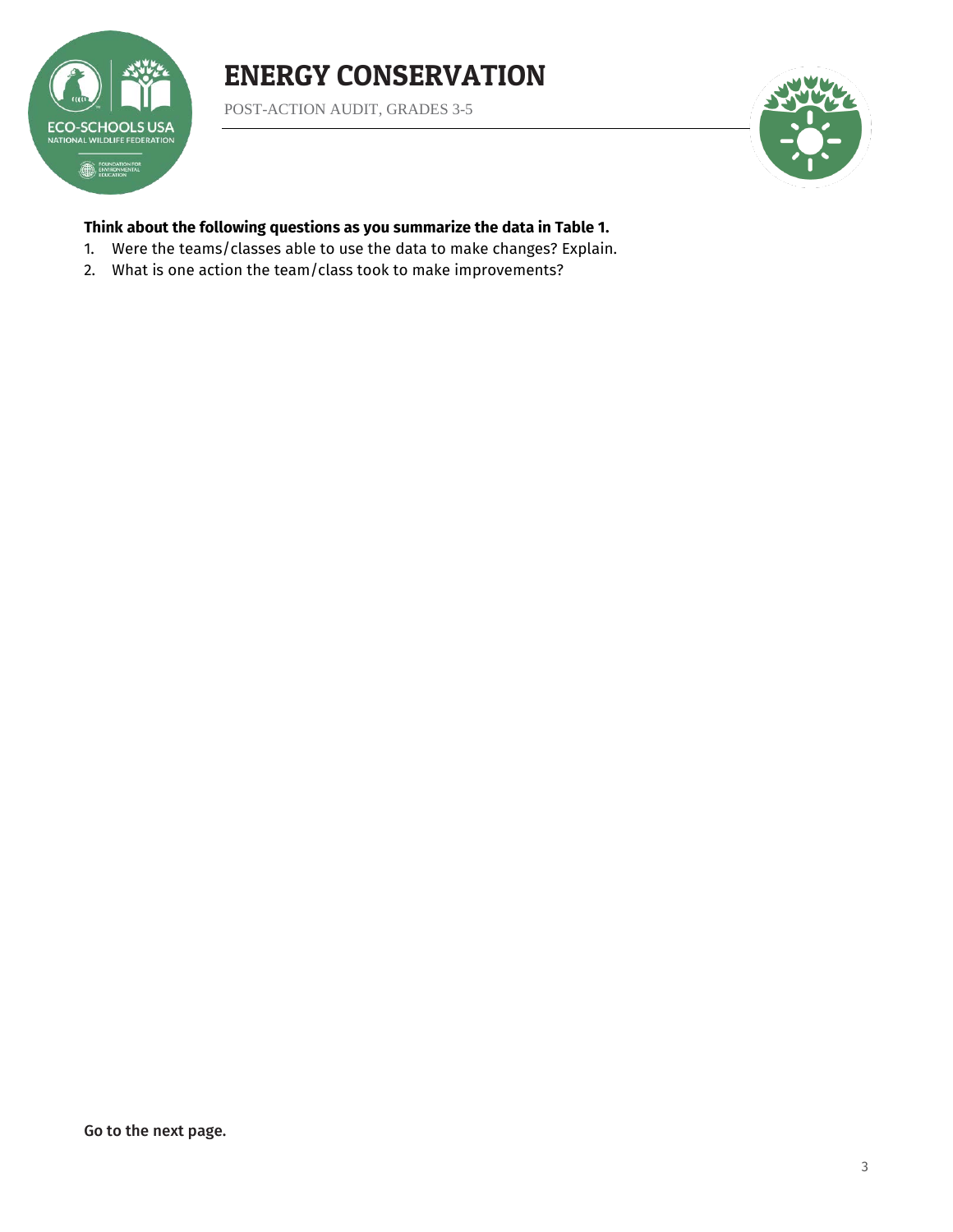**Think about the following questions as you summarize the data in Table 1.**

1. Were the teams/classes able to use the data to make changes? Explain.
2. What is one action the team/class took to make improvements?

Go to the next page.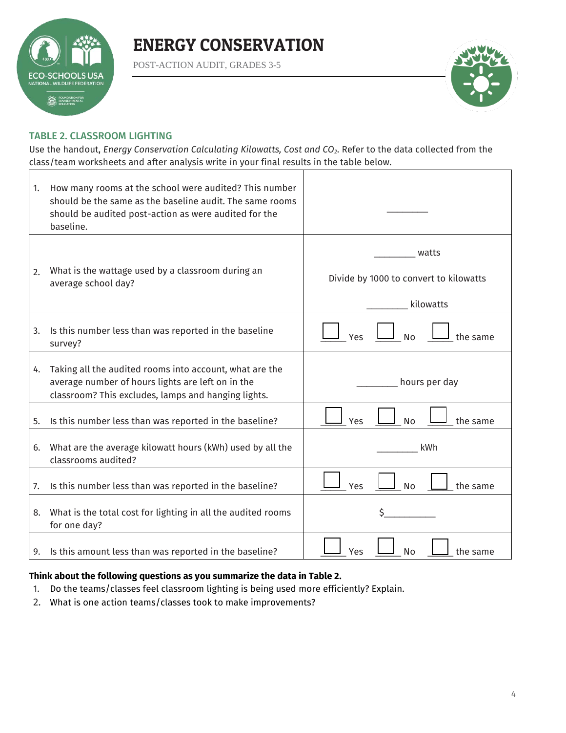# ENERGY CONSERVATION

POST-ACTION AUDIT, GRADES 3-5

## TABLE 2. CLASSROOM LIGHTING

Use the handout, *Energy Conservation Calculating Kilowatts, Cost and $CO_2$*. Refer to the data collected from the class/team worksheets and after analysis write in your final results in the table below.

| Question | Answer |
|---|---|
| 1. How many rooms at the school were audited? This number should be the same as the baseline audit. The same rooms should be audited post-action as were audited for the baseline. | ________ |
| 2. What is the wattage used by a classroom during an average school day? | ________ watts<br><br>Divide by 1000 to convert to kilowatts<br><br>________ kilowatts |
| 3. Is this number less than was reported in the baseline survey? | ☐ Yes ☐ No ☐ the same |
| 4. Taking all the audited rooms into account, what are the average number of hours lights are left on in the classroom? This excludes, lamps and hanging lights. | ________ hours per day |
| 5. Is this number less than was reported in the baseline? | ☐ Yes ☐ No ☐ the same |
| 6. What are the average kilowatt hours (kWh) used by all the classrooms audited? | ________ kWh |
| 7. Is this number less than was reported in the baseline? | ☐ Yes ☐ No ☐ the same |
| 8. What is the total cost for lighting in all the audited rooms for one day? | $__________ |
| 9. Is this amount less than was reported in the baseline? | ☐ Yes ☐ No ☐ the same |

**Think about the following questions as you summarize the data in Table 2.**

1. Do the teams/classes feel classroom lighting is being used more efficiently? Explain.
2. What is one action teams/classes took to make improvements?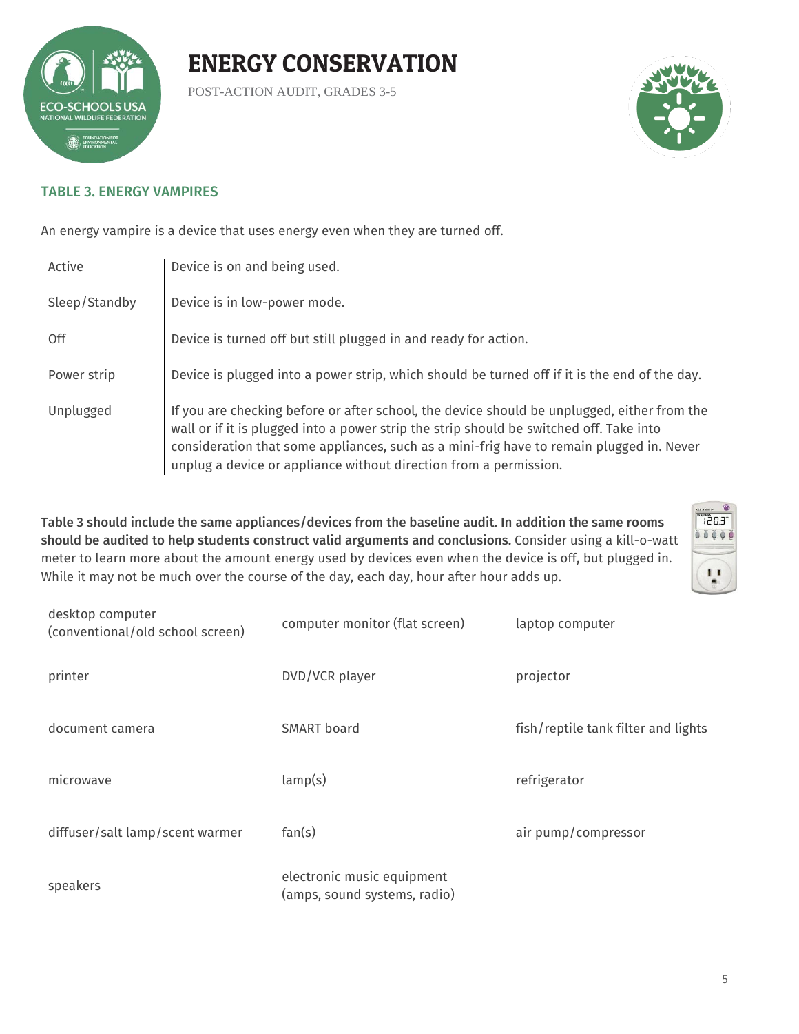# ENERGY CONSERVATION

POST-ACTION AUDIT, GRADES 3-5

## TABLE 3. ENERGY VAMPIRES

An energy vampire is a device that uses energy even when they are turned off.

| | |
|---|---|
| Active | Device is on and being used. |
| Sleep/Standby | Device is in low-power mode. |
| Off | Device is turned off but still plugged in and ready for action. |
| Power strip | Device is plugged into a power strip, which should be turned off if it is the end of the day. |
| Unplugged | If you are checking before or after school, the device should be unplugged, either from the wall or if it is plugged into a power strip the strip should be switched off. Take into consideration that some appliances, such as a mini-frig have to remain plugged in. Never unplug a device or appliance without direction from a permission. |

**Table 3 should include the same appliances/devices from the baseline audit. In addition the same rooms should be audited to help students construct valid arguments and conclusions.** Consider using a kill-o-watt meter to learn more about the amount energy used by devices even when the device is off, but plugged in. While it may not be much over the course of the day, each day, hour after hour adds up.

| | | |
|---|---|---|
| desktop computer (conventional/old school screen) | computer monitor (flat screen) | laptop computer |
| printer | DVD/VCR player | projector |
| document camera | SMART board | fish/reptile tank filter and lights |
| microwave | lamp(s) | refrigerator |
| diffuser/salt lamp/scent warmer | fan(s) | air pump/compressor |
| speakers | electronic music equipment (amps, sound systems, radio) | |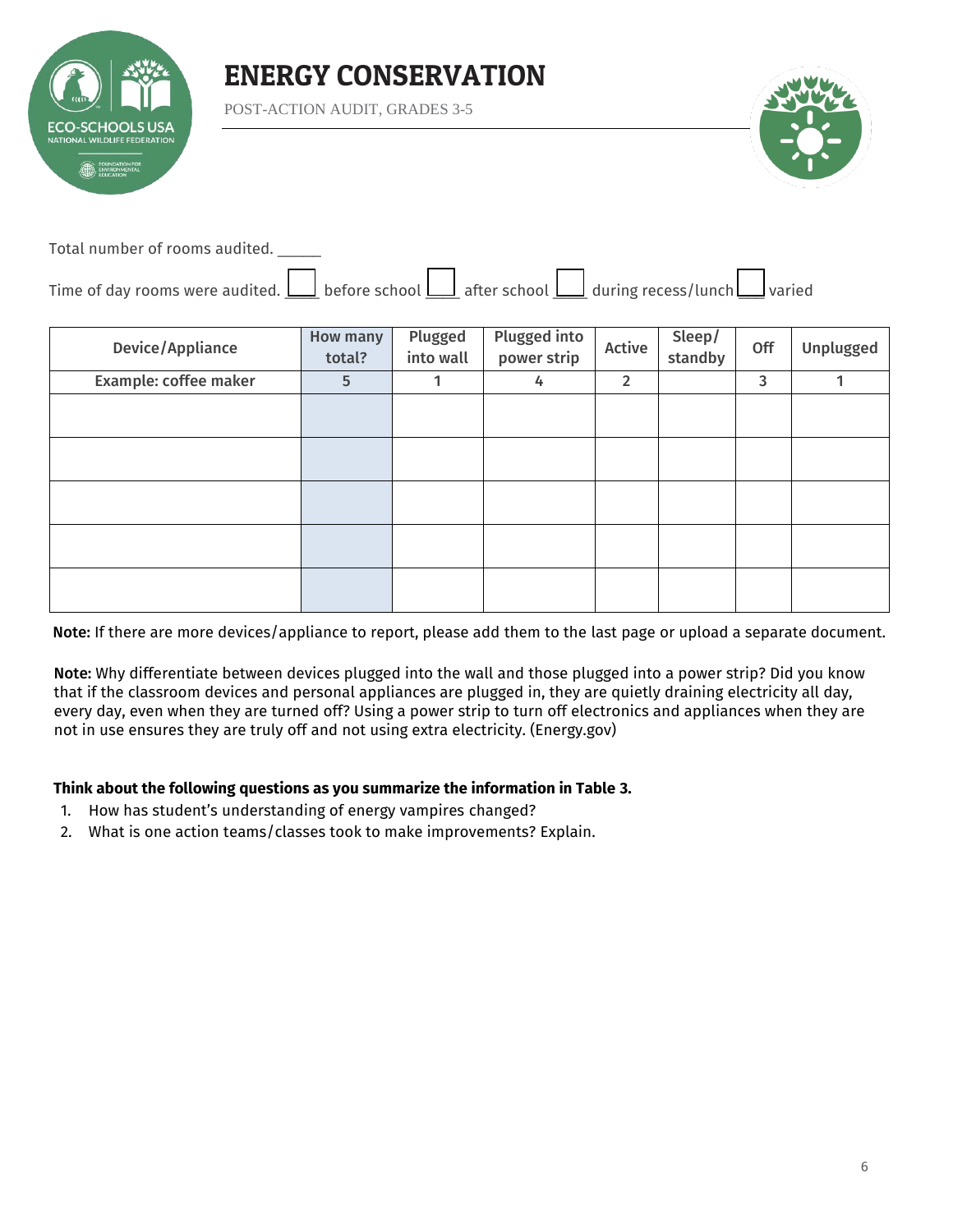# ENERGY CONSERVATION

POST-ACTION AUDIT, GRADES 3-5

Total number of rooms audited. ______

Time of day rooms were audited. ☐ before school ☐ after school ☐ during recess/lunch ☐ varied

| Device/Appliance | How many total? | Plugged into wall | Plugged into power strip | Active | Sleep/ standby | Off | Unplugged |
|---|---|---|---|---|---|---|---|
| Example: coffee maker | 5 | 1 | 4 | 2 | | 3 | 1 |
| | | | | | | | |
| | | | | | | | |
| | | | | | | | |
| | | | | | | | |
| | | | | | | | |

**Note:** If there are more devices/appliance to report, please add them to the last page or upload a separate document.

**Note:** Why differentiate between devices plugged into the wall and those plugged into a power strip? Did you know that if the classroom devices and personal appliances are plugged in, they are quietly draining electricity all day, every day, even when they are turned off? Using a power strip to turn off electronics and appliances when they are not in use ensures they are truly off and not using extra electricity. (Energy.gov)

**Think about the following questions as you summarize the information in Table 3.**

1. How has student's understanding of energy vampires changed?
2. What is one action teams/classes took to make improvements? Explain.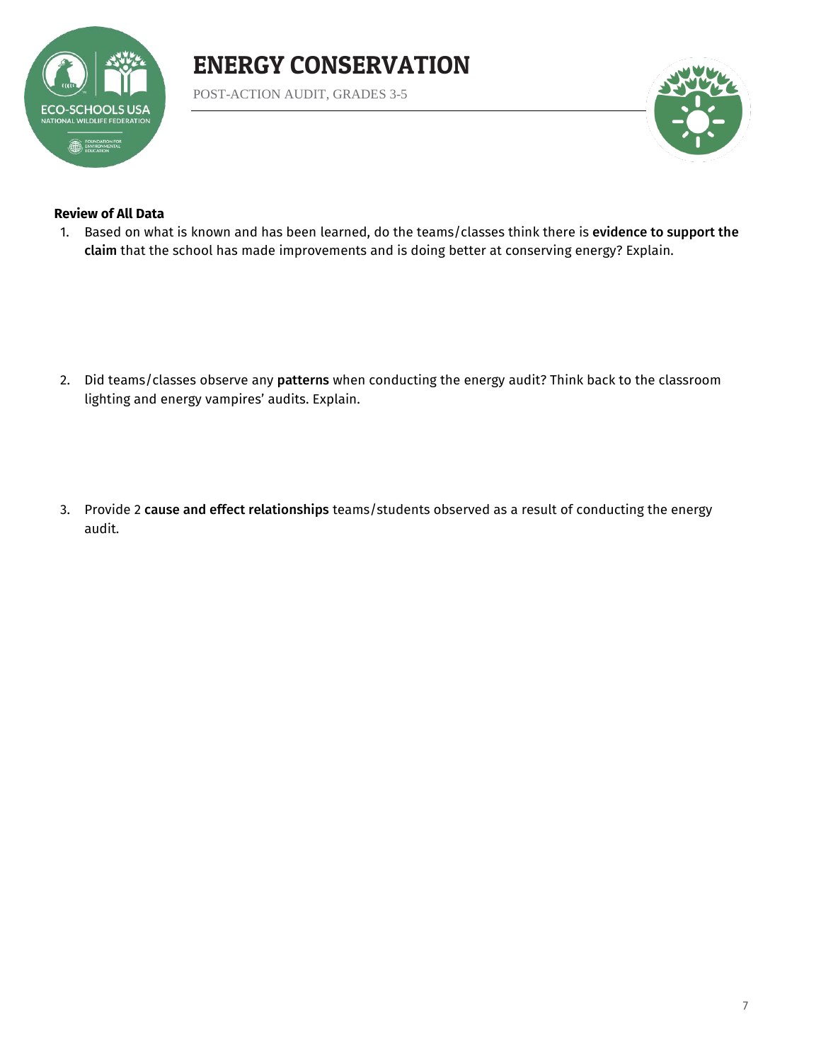# ENERGY CONSERVATION

POST-ACTION AUDIT, GRADES 3-5

**Review of All Data**

1. Based on what is known and has been learned, do the teams/classes think there is **evidence to support the claim** that the school has made improvements and is doing better at conserving energy? Explain.

2. Did teams/classes observe any **patterns** when conducting the energy audit? Think back to the classroom lighting and energy vampires' audits. Explain.

3. Provide 2 **cause and effect relationships** teams/students observed as a result of conducting the energy audit.